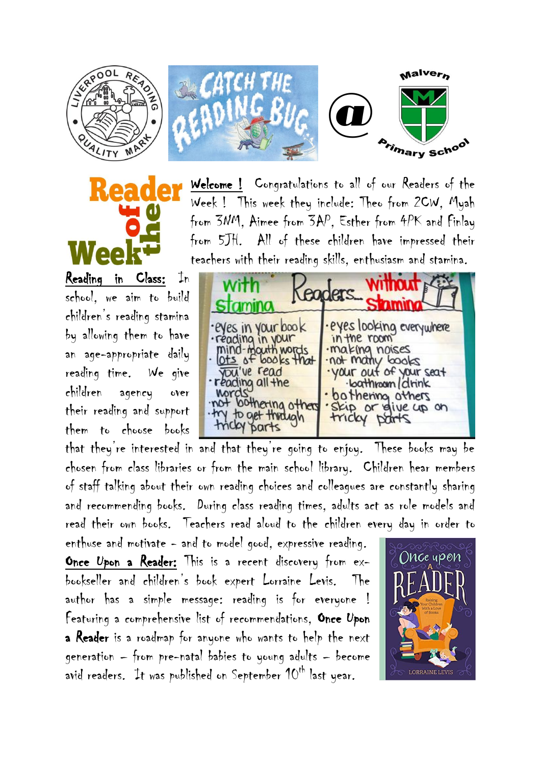**Welcome !** Congratulations to all of our Readers of the Week ! This week they include: Theo from 2CW, Myah from 3NM, Aimee from 3AP, Esther from 4PK and Finlay from 5JH. All of these children have impressed their teachers with their reading skills, enthusiasm and stamina.

**Reading in Class:** In school, we aim to build children's reading stamina by allowing them to have an age-appropriate daily reading time. We give children agency over their reading and support them to choose books that they're interested in and that they're going to enjoy. These books may be chosen from class libraries or from the main school library. Children hear members of staff talking about their own reading choices and colleagues are constantly sharing and recommending books. During class reading times, adults act as role models and read their own books. Teachers read aloud to the children every day in order to enthuse and motivate – and to model good, expressive reading.

**Once Upon a Reader:** This is a recent discovery from ex-bookseller and children's book expert Lorraine Levis. The author has a simple message: reading is for everyone ! Featuring a comprehensive list of recommendations, **Once Upon a Reader** is a roadmap for anyone who wants to help the next generation – from pre-natal babies to young adults – become avid readers. It was published on September 10th last year.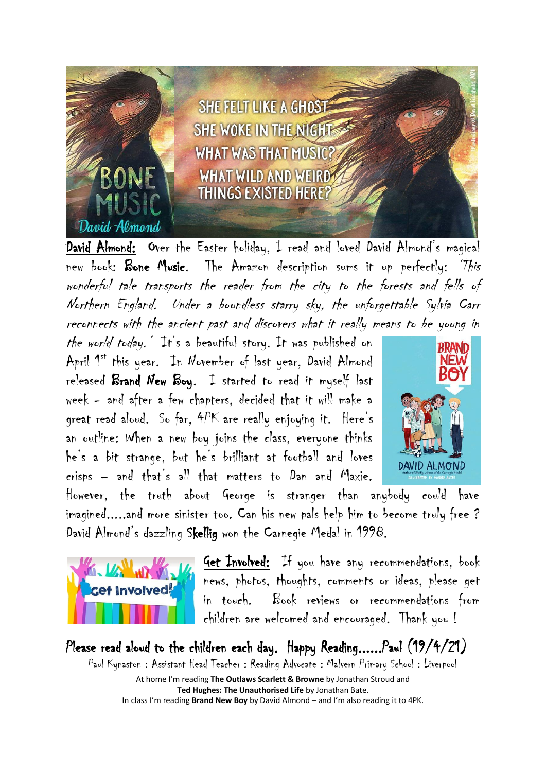**David Almond:** Over the Easter holiday, I read and loved David Almond's magical new book: **Bone Music**. The Amazon description sums it up perfectly: *'This wonderful tale transports the reader from the city to the forests and fells of Northern England. Under a boundless starry sky, the unforgettable Sylvia Carr reconnects with the ancient past and discovers what it really means to be young in the world today.'* It's a beautiful story. It was published on April 1st this year. In November of last year, David Almond released **Brand New Boy**. I started to read it myself last week – and after a few chapters, decided that it will make a great read aloud. So far, 4PK are really enjoying it. Here's an outline: When a new boy joins the class, everyone thinks he's a bit strange, but he's brilliant at football and loves crisps – and that's all that matters to Dan and Maxie. However, the truth about George is stranger than anybody could have imagined.....and more sinister too. Can his new pals help him to become truly free ? David Almond's dazzling **Skellig** won the Carnegie Medal in 1998.

**Get Involved:** If you have any recommendations, book news, photos, thoughts, comments or ideas, please get in touch. Book reviews or recommendations from children are welcomed and encouraged. Thank you !

Please read aloud to the children each day. Happy Reading......Paul (19/4/21)

Paul Kynaston : Assistant Head Teacher : Reading Advocate : Malvern Primary School : Liverpool

At home I'm reading **The Outlaws Scarlett & Browne** by Jonathan Stroud and **Ted Hughes: The Unauthorised Life** by Jonathan Bate.
In class I'm reading **Brand New Boy** by David Almond – and I'm also reading it to 4PK.